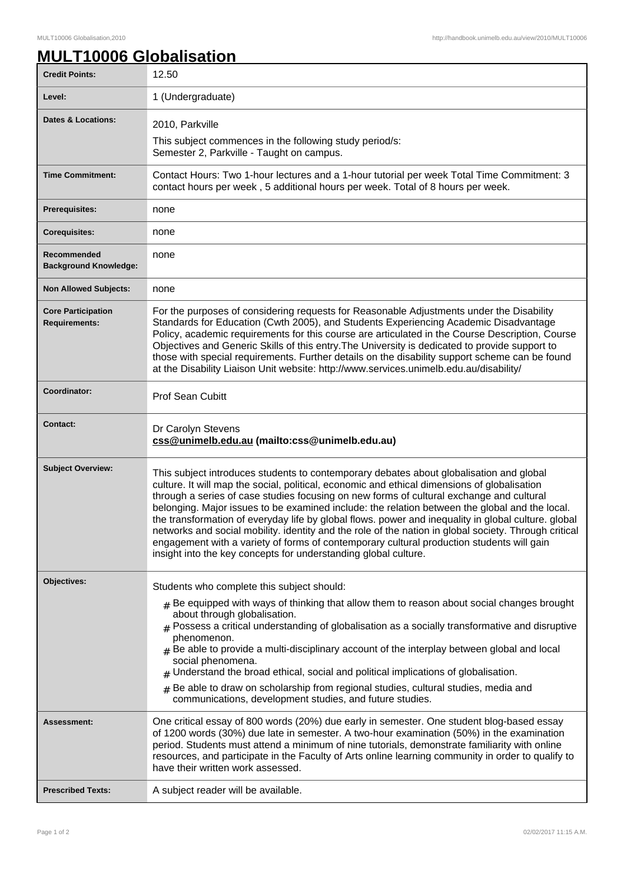# MULT10006 Globalisation

| | |
|---|---|
| **Credit Points:** | 12.50 |
| **Level:** | 1 (Undergraduate) |
| **Dates & Locations:** | 2010, Parkville<br>This subject commences in the following study period/s:<br>Semester 2, Parkville - Taught on campus. |
| **Time Commitment:** | Contact Hours: Two 1-hour lectures and a 1-hour tutorial per week Total Time Commitment: 3 contact hours per week , 5 additional hours per week. Total of 8 hours per week. |
| **Prerequisites:** | none |
| **Corequisites:** | none |
| **Recommended Background Knowledge:** | none |
| **Non Allowed Subjects:** | none |
| **Core Participation Requirements:** | For the purposes of considering requests for Reasonable Adjustments under the Disability Standards for Education (Cwth 2005), and Students Experiencing Academic Disadvantage Policy, academic requirements for this course are articulated in the Course Description, Course Objectives and Generic Skills of this entry.The University is dedicated to provide support to those with special requirements. Further details on the disability support scheme can be found at the Disability Liaison Unit website: http://www.services.unimelb.edu.au/disability/ |
| **Coordinator:** | Prof Sean Cubitt |
| **Contact:** | Dr Carolyn Stevens<br>**css@unimelb.edu.au (mailto:css@unimelb.edu.au)** |
| **Subject Overview:** | This subject introduces students to contemporary debates about globalisation and global culture. It will map the social, political, economic and ethical dimensions of globalisation through a series of case studies focusing on new forms of cultural exchange and cultural belonging. Major issues to be examined include: the relation between the global and the local. the transformation of everyday life by global flows. power and inequality in global culture. global networks and social mobility. identity and the role of the nation in global society. Through critical engagement with a variety of forms of contemporary cultural production students will gain insight into the key concepts for understanding global culture. |
| **Objectives:** | Students who complete this subject should:<br># Be equipped with ways of thinking that allow them to reason about social changes brought about through globalisation.<br># Possess a critical understanding of globalisation as a socially transformative and disruptive phenomenon.<br># Be able to provide a multi-disciplinary account of the interplay between global and local social phenomena.<br># Understand the broad ethical, social and political implications of globalisation.<br># Be able to draw on scholarship from regional studies, cultural studies, media and communications, development studies, and future studies. |
| **Assessment:** | One critical essay of 800 words (20%) due early in semester. One student blog-based essay of 1200 words (30%) due late in semester. A two-hour examination (50%) in the examination period. Students must attend a minimum of nine tutorials, demonstrate familiarity with online resources, and participate in the Faculty of Arts online learning community in order to qualify to have their written work assessed. |
| **Prescribed Texts:** | A subject reader will be available. |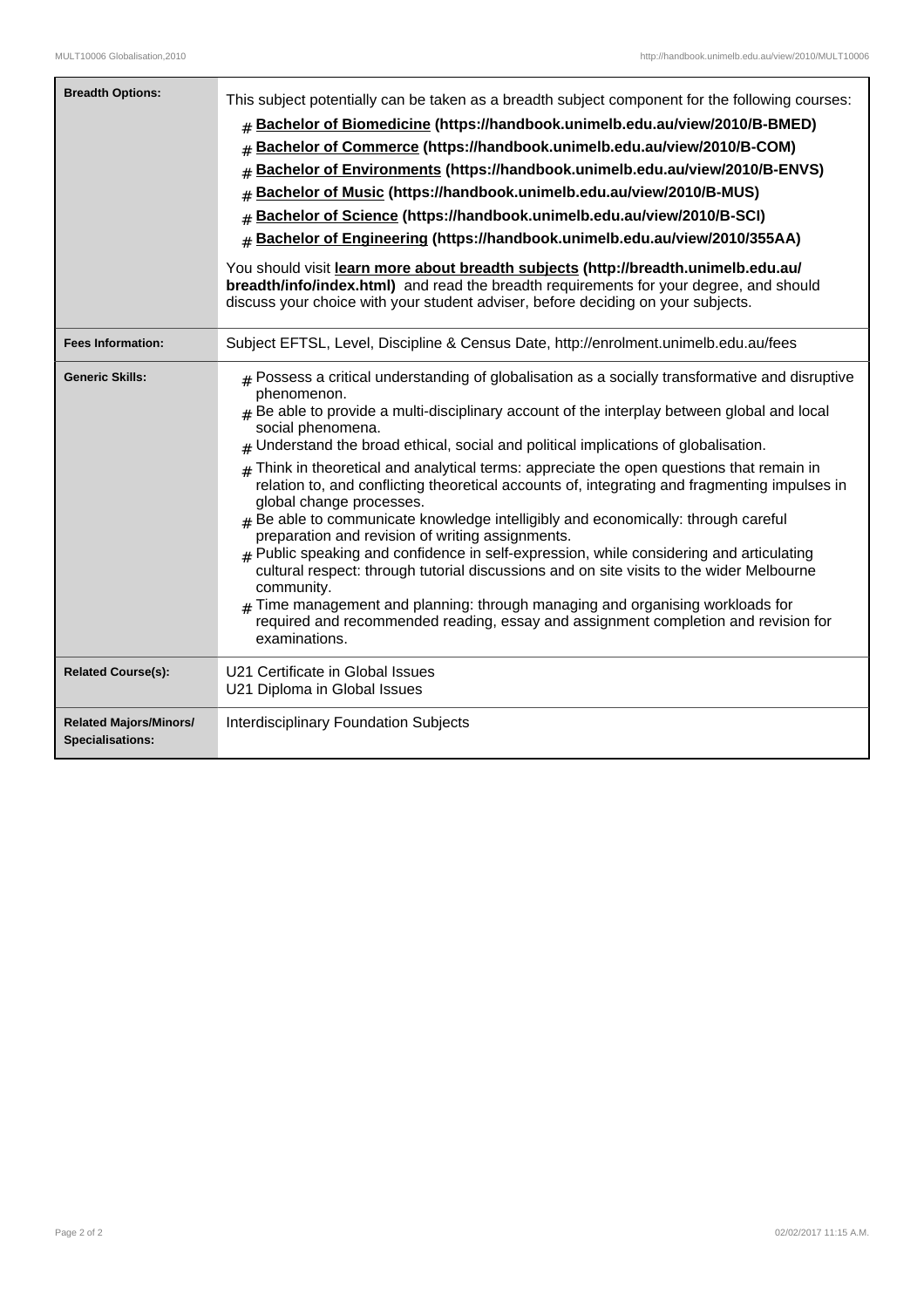| | |
|---|---|
| **Breadth Options:** | This subject potentially can be taken as a breadth subject component for the following courses:<br># **Bachelor of Biomedicine (https://handbook.unimelb.edu.au/view/2010/B-BMED)**<br># **Bachelor of Commerce (https://handbook.unimelb.edu.au/view/2010/B-COM)**<br># **Bachelor of Environments (https://handbook.unimelb.edu.au/view/2010/B-ENVS)**<br># **Bachelor of Music (https://handbook.unimelb.edu.au/view/2010/B-MUS)**<br># **Bachelor of Science (https://handbook.unimelb.edu.au/view/2010/B-SCI)**<br># **Bachelor of Engineering (https://handbook.unimelb.edu.au/view/2010/355AA)**<br><br>You should visit **learn more about breadth subjects (http://breadth.unimelb.edu.au/breadth/info/index.html)** and read the breadth requirements for your degree, and should discuss your choice with your student adviser, before deciding on your subjects. |
| **Fees Information:** | Subject EFTSL, Level, Discipline & Census Date, http://enrolment.unimelb.edu.au/fees |
| **Generic Skills:** | # Possess a critical understanding of globalisation as a socially transformative and disruptive phenomenon.<br># Be able to provide a multi-disciplinary account of the interplay between global and local social phenomena.<br># Understand the broad ethical, social and political implications of globalisation.<br># Think in theoretical and analytical terms: appreciate the open questions that remain in relation to, and conflicting theoretical accounts of, integrating and fragmenting impulses in global change processes.<br># Be able to communicate knowledge intelligibly and economically: through careful preparation and revision of writing assignments.<br># Public speaking and confidence in self-expression, while considering and articulating cultural respect: through tutorial discussions and on site visits to the wider Melbourne community.<br># Time management and planning: through managing and organising workloads for required and recommended reading, essay and assignment completion and revision for examinations. |
| **Related Course(s):** | U21 Certificate in Global Issues<br>U21 Diploma in Global Issues |
| **Related Majors/Minors/ Specialisations:** | Interdisciplinary Foundation Subjects |